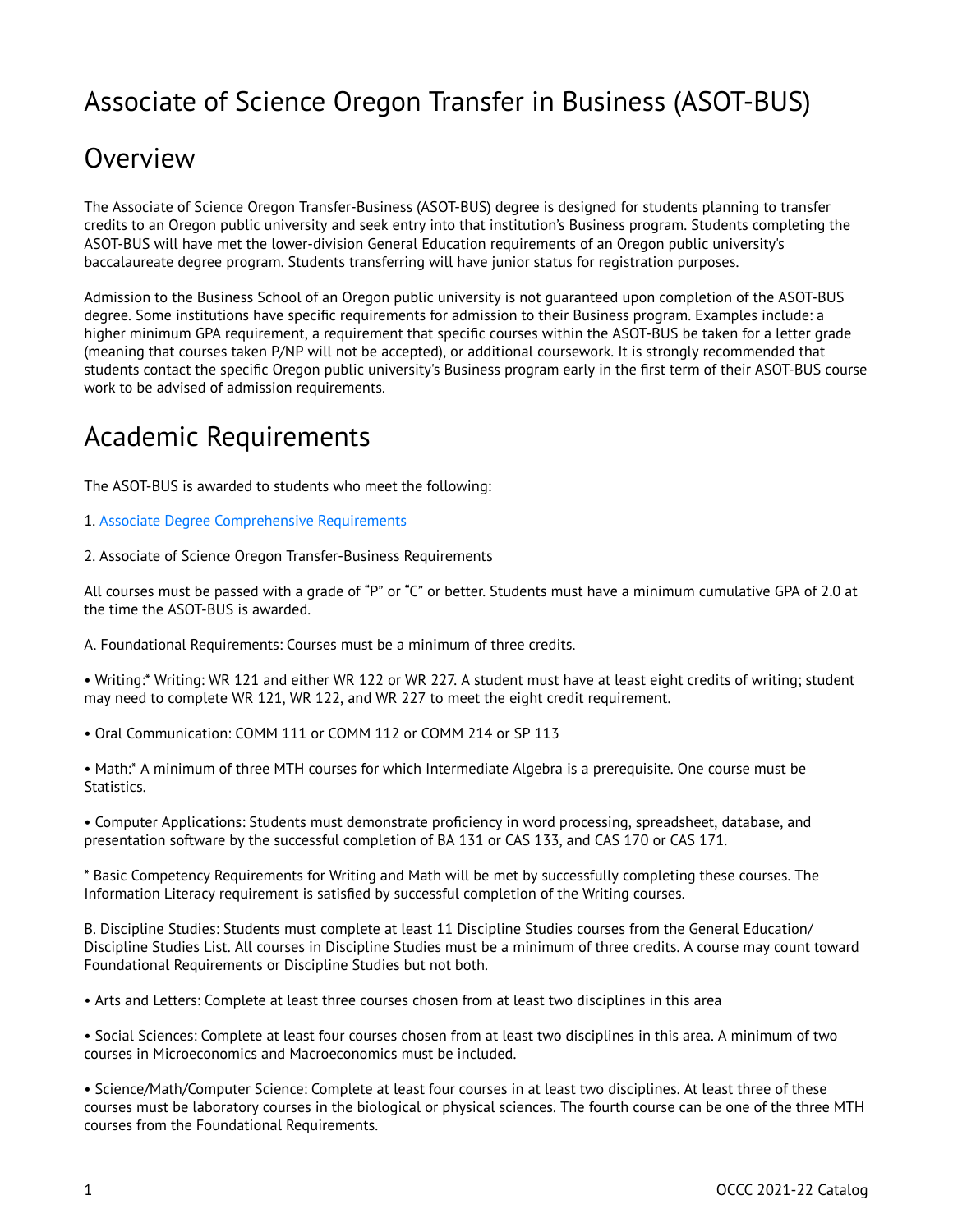# Associate of Science Oregon Transfer in Business (ASOT-BUS)

## Overview

The Associate of Science Oregon Transfer-Business (ASOT-BUS) degree is designed for students planning to transfer credits to an Oregon public university and seek entry into that institution's Business program. Students completing the ASOT-BUS will have met the lower-division General Education requirements of an Oregon public university's baccalaureate degree program. Students transferring will have junior status for registration purposes.

Admission to the Business School of an Oregon public university is not guaranteed upon completion of the ASOT-BUS degree. Some institutions have specific requirements for admission to their Business program. Examples include: a higher minimum GPA requirement, a requirement that specific courses within the ASOT-BUS be taken for a letter grade (meaning that courses taken P/NP will not be accepted), or additional coursework. It is strongly recommended that students contact the specific Oregon public university's Business program early in the first term of their ASOT-BUS course work to be advised of admission requirements.

## Academic Requirements

The ASOT-BUS is awarded to students who meet the following:

1. Associate Degree Comprehensive Requirements

2. Associate of Science Oregon Transfer-Business Requirements

All courses must be passed with a grade of "P" or "C" or better. Students must have a minimum cumulative GPA of 2.0 at the time the ASOT-BUS is awarded.

A. Foundational Requirements: Courses must be a minimum of three credits.

• Writing:* Writing: WR 121 and either WR 122 or WR 227. A student must have at least eight credits of writing; student may need to complete WR 121, WR 122, and WR 227 to meet the eight credit requirement.

• Oral Communication: COMM 111 or COMM 112 or COMM 214 or SP 113

• Math:* A minimum of three MTH courses for which Intermediate Algebra is a prerequisite. One course must be Statistics.

• Computer Applications: Students must demonstrate proficiency in word processing, spreadsheet, database, and presentation software by the successful completion of BA 131 or CAS 133, and CAS 170 or CAS 171.

* Basic Competency Requirements for Writing and Math will be met by successfully completing these courses. The Information Literacy requirement is satisfied by successful completion of the Writing courses.

B. Discipline Studies: Students must complete at least 11 Discipline Studies courses from the General Education/ Discipline Studies List. All courses in Discipline Studies must be a minimum of three credits. A course may count toward Foundational Requirements or Discipline Studies but not both.

• Arts and Letters: Complete at least three courses chosen from at least two disciplines in this area

• Social Sciences: Complete at least four courses chosen from at least two disciplines in this area. A minimum of two courses in Microeconomics and Macroeconomics must be included.

• Science/Math/Computer Science: Complete at least four courses in at least two disciplines. At least three of these courses must be laboratory courses in the biological or physical sciences. The fourth course can be one of the three MTH courses from the Foundational Requirements.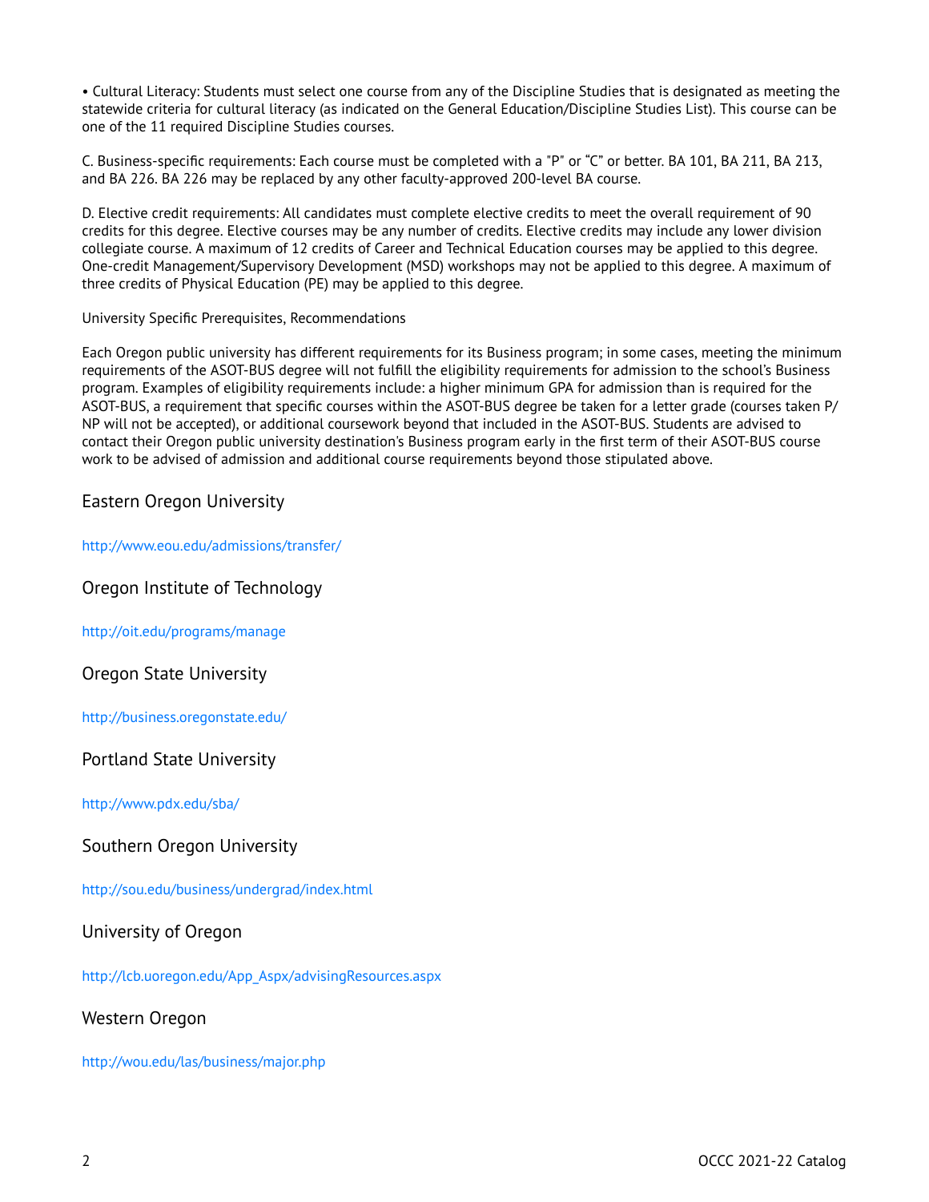- Cultural Literacy: Students must select one course from any of the Discipline Studies that is designated as meeting the statewide criteria for cultural literacy (as indicated on the General Education/Discipline Studies List). This course can be one of the 11 required Discipline Studies courses.

C. Business-specific requirements: Each course must be completed with a "P" or "C" or better. BA 101, BA 211, BA 213, and BA 226. BA 226 may be replaced by any other faculty-approved 200-level BA course.

D. Elective credit requirements: All candidates must complete elective credits to meet the overall requirement of 90 credits for this degree. Elective courses may be any number of credits. Elective credits may include any lower division collegiate course. A maximum of 12 credits of Career and Technical Education courses may be applied to this degree. One-credit Management/Supervisory Development (MSD) workshops may not be applied to this degree. A maximum of three credits of Physical Education (PE) may be applied to this degree.

University Specific Prerequisites, Recommendations

Each Oregon public university has different requirements for its Business program; in some cases, meeting the minimum requirements of the ASOT-BUS degree will not fulfill the eligibility requirements for admission to the school's Business program. Examples of eligibility requirements include: a higher minimum GPA for admission than is required for the ASOT-BUS, a requirement that specific courses within the ASOT-BUS degree be taken for a letter grade (courses taken P/NP will not be accepted), or additional coursework beyond that included in the ASOT-BUS. Students are advised to contact their Oregon public university destination's Business program early in the first term of their ASOT-BUS course work to be advised of admission and additional course requirements beyond those stipulated above.

## Eastern Oregon University

http://www.eou.edu/admissions/transfer/

## Oregon Institute of Technology

http://oit.edu/programs/manage

## Oregon State University

http://business.oregonstate.edu/

## Portland State University

http://www.pdx.edu/sba/

## Southern Oregon University

http://sou.edu/business/undergrad/index.html

## University of Oregon

http://lcb.uoregon.edu/App_Aspx/advisingResources.aspx

## Western Oregon

http://wou.edu/las/business/major.php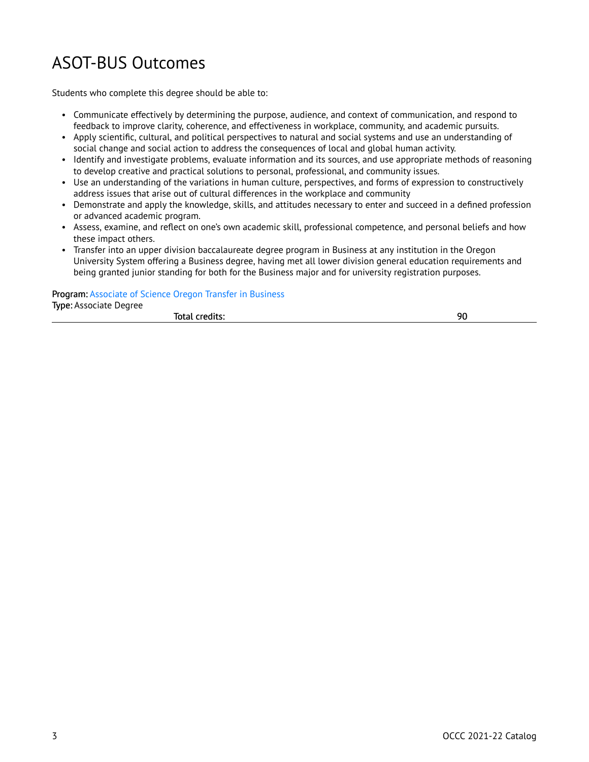# ASOT-BUS Outcomes

Students who complete this degree should be able to:

- Communicate effectively by determining the purpose, audience, and context of communication, and respond to feedback to improve clarity, coherence, and effectiveness in workplace, community, and academic pursuits.
- Apply scientific, cultural, and political perspectives to natural and social systems and use an understanding of social change and social action to address the consequences of local and global human activity.
- Identify and investigate problems, evaluate information and its sources, and use appropriate methods of reasoning to develop creative and practical solutions to personal, professional, and community issues.
- Use an understanding of the variations in human culture, perspectives, and forms of expression to constructively address issues that arise out of cultural differences in the workplace and community
- Demonstrate and apply the knowledge, skills, and attitudes necessary to enter and succeed in a defined profession or advanced academic program.
- Assess, examine, and reflect on one's own academic skill, professional competence, and personal beliefs and how these impact others.
- Transfer into an upper division baccalaureate degree program in Business at any institution in the Oregon University System offering a Business degree, having met all lower division general education requirements and being granted junior standing for both for the Business major and for university registration purposes.

**Program:** Associate of Science Oregon Transfer in Business
**Type:** Associate Degree

| | |
|---|---|
| **Total credits:** | **90** |